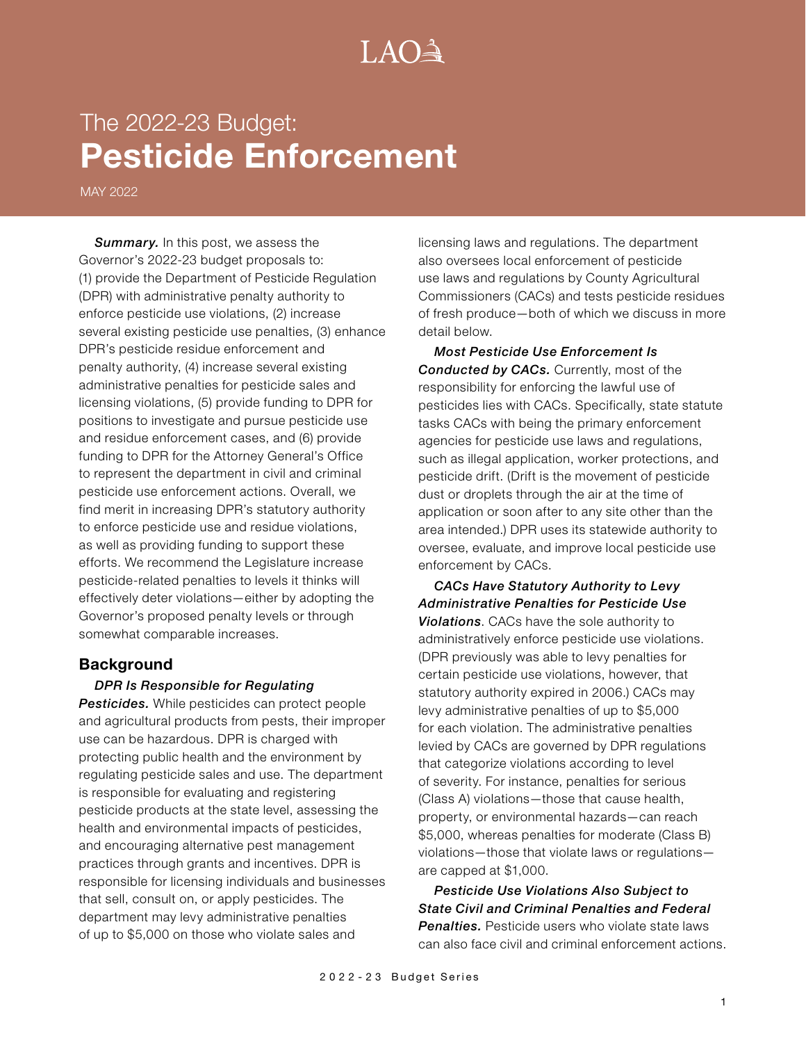# The 2022-23 Budget: **Pesticide Enforcement**

MAY 2022

***Summary.*** In this post, we assess the Governor's 2022-23 budget proposals to: (1) provide the Department of Pesticide Regulation (DPR) with administrative penalty authority to enforce pesticide use violations, (2) increase several existing pesticide use penalties, (3) enhance DPR's pesticide residue enforcement and penalty authority, (4) increase several existing administrative penalties for pesticide sales and licensing violations, (5) provide funding to DPR for positions to investigate and pursue pesticide use and residue enforcement cases, and (6) provide funding to DPR for the Attorney General's Office to represent the department in civil and criminal pesticide use enforcement actions. Overall, we find merit in increasing DPR's statutory authority to enforce pesticide use and residue violations, as well as providing funding to support these efforts. We recommend the Legislature increase pesticide-related penalties to levels it thinks will effectively deter violations—either by adopting the Governor's proposed penalty levels or through somewhat comparable increases.

## Background

***DPR Is Responsible for Regulating Pesticides.*** While pesticides can protect people and agricultural products from pests, their improper use can be hazardous. DPR is charged with protecting public health and the environment by regulating pesticide sales and use. The department is responsible for evaluating and registering pesticide products at the state level, assessing the health and environmental impacts of pesticides, and encouraging alternative pest management practices through grants and incentives. DPR is responsible for licensing individuals and businesses that sell, consult on, or apply pesticides. The department may levy administrative penalties of up to $5,000 on those who violate sales and licensing laws and regulations. The department also oversees local enforcement of pesticide use laws and regulations by County Agricultural Commissioners (CACs) and tests pesticide residues of fresh produce—both of which we discuss in more detail below.

***Most Pesticide Use Enforcement Is Conducted by CACs.*** Currently, most of the responsibility for enforcing the lawful use of pesticides lies with CACs. Specifically, state statute tasks CACs with being the primary enforcement agencies for pesticide use laws and regulations, such as illegal application, worker protections, and pesticide drift. (Drift is the movement of pesticide dust or droplets through the air at the time of application or soon after to any site other than the area intended.) DPR uses its statewide authority to oversee, evaluate, and improve local pesticide use enforcement by CACs.

***CACs Have Statutory Authority to Levy Administrative Penalties for Pesticide Use Violations***. CACs have the sole authority to administratively enforce pesticide use violations. (DPR previously was able to levy penalties for certain pesticide use violations, however, that statutory authority expired in 2006.) CACs may levy administrative penalties of up to $5,000 for each violation. The administrative penalties levied by CACs are governed by DPR regulations that categorize violations according to level of severity. For instance, penalties for serious (Class A) violations—those that cause health, property, or environmental hazards—can reach $5,000, whereas penalties for moderate (Class B) violations—those that violate laws or regulations—are capped at $1,000.

***Pesticide Use Violations Also Subject to State Civil and Criminal Penalties and Federal Penalties.*** Pesticide users who violate state laws can also face civil and criminal enforcement actions.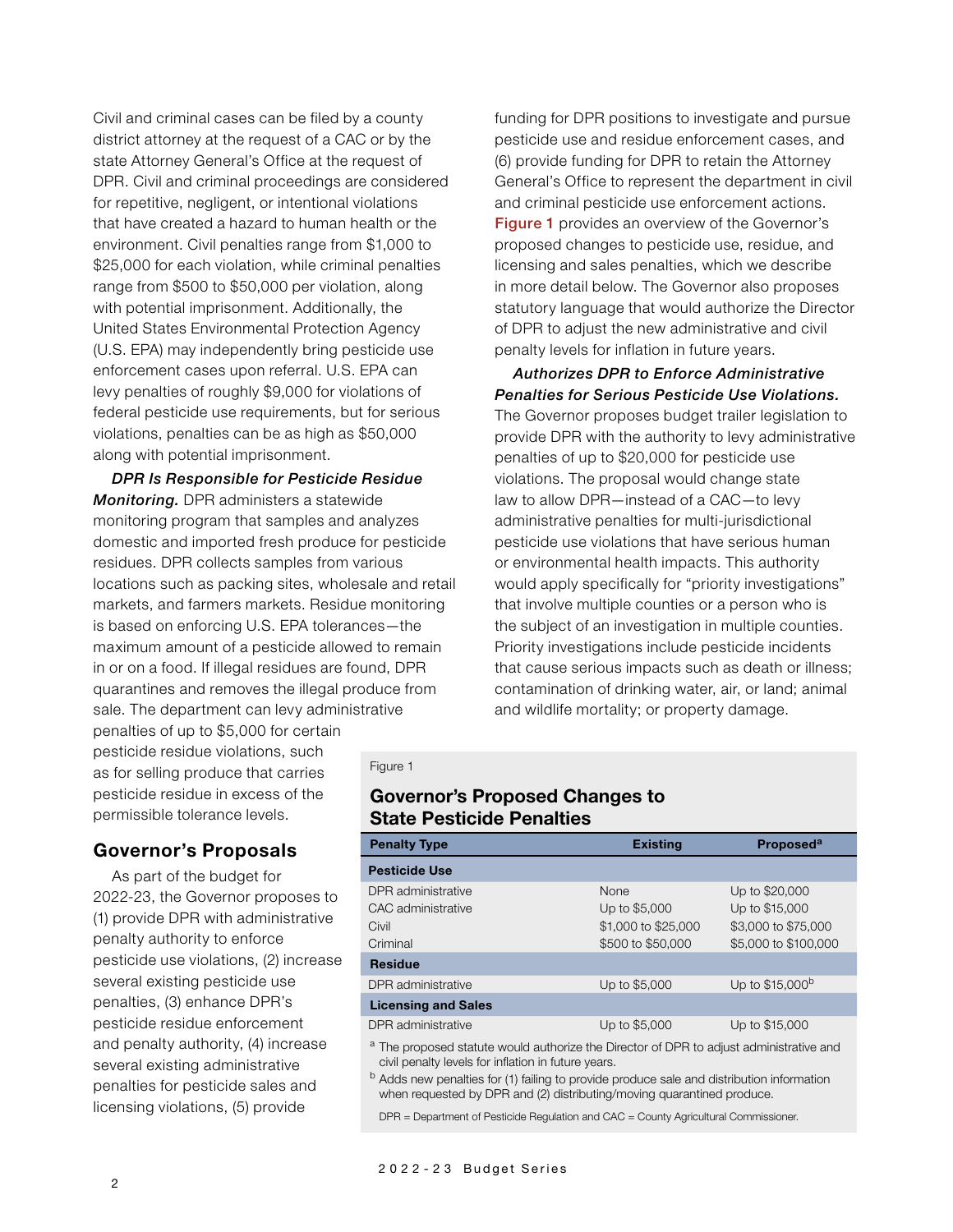Civil and criminal cases can be filed by a county district attorney at the request of a CAC or by the state Attorney General's Office at the request of DPR. Civil and criminal proceedings are considered for repetitive, negligent, or intentional violations that have created a hazard to human health or the environment. Civil penalties range from $1,000 to $25,000 for each violation, while criminal penalties range from $500 to $50,000 per violation, along with potential imprisonment. Additionally, the United States Environmental Protection Agency (U.S. EPA) may independently bring pesticide use enforcement cases upon referral. U.S. EPA can levy penalties of roughly $9,000 for violations of federal pesticide use requirements, but for serious violations, penalties can be as high as $50,000 along with potential imprisonment.

***DPR Is Responsible for Pesticide Residue Monitoring.*** DPR administers a statewide monitoring program that samples and analyzes domestic and imported fresh produce for pesticide residues. DPR collects samples from various locations such as packing sites, wholesale and retail markets, and farmers markets. Residue monitoring is based on enforcing U.S. EPA tolerances—the maximum amount of a pesticide allowed to remain in or on a food. If illegal residues are found, DPR quarantines and removes the illegal produce from sale. The department can levy administrative penalties of up to $5,000 for certain pesticide residue violations, such as for selling produce that carries pesticide residue in excess of the permissible tolerance levels.

## Governor's Proposals

As part of the budget for 2022-23, the Governor proposes to (1) provide DPR with administrative penalty authority to enforce pesticide use violations, (2) increase several existing pesticide use penalties, (3) enhance DPR's pesticide residue enforcement and penalty authority, (4) increase several existing administrative penalties for pesticide sales and licensing violations, (5) provide funding for DPR positions to investigate and pursue pesticide use and residue enforcement cases, and (6) provide funding for DPR to retain the Attorney General's Office to represent the department in civil and criminal pesticide use enforcement actions. Figure 1 provides an overview of the Governor's proposed changes to pesticide use, residue, and licensing and sales penalties, which we describe in more detail below. The Governor also proposes statutory language that would authorize the Director of DPR to adjust the new administrative and civil penalty levels for inflation in future years.

***Authorizes DPR to Enforce Administrative Penalties for Serious Pesticide Use Violations.*** The Governor proposes budget trailer legislation to provide DPR with the authority to levy administrative penalties of up to $20,000 for pesticide use violations. The proposal would change state law to allow DPR—instead of a CAC—to levy administrative penalties for multi-jurisdictional pesticide use violations that have serious human or environmental health impacts. This authority would apply specifically for "priority investigations" that involve multiple counties or a person who is the subject of an investigation in multiple counties. Priority investigations include pesticide incidents that cause serious impacts such as death or illness; contamination of drinking water, air, or land; animal and wildlife mortality; or property damage.

Figure 1

**Governor's Proposed Changes to State Pesticide Penalties**

| Penalty Type | Existing | Proposed[a] |
| --- | --- | --- |
| **Pesticide Use** | | |
| DPR administrative | None | Up to $20,000 |
| CAC administrative | Up to $5,000 | Up to $15,000 |
| Civil | $1,000 to $25,000 | $3,000 to $75,000 |
| Criminal | $500 to $50,000 | $5,000 to $100,000 |
| **Residue** | | |
| DPR administrative | Up to $5,000 | Up to $15,000[b] |
| **Licensing and Sales** | | |
| DPR administrative | Up to $5,000 | Up to $15,000 |

[a] The proposed statute would authorize the Director of DPR to adjust administrative and civil penalty levels for inflation in future years.

[b] Adds new penalties for (1) failing to provide produce sale and distribution information when requested by DPR and (2) distributing/moving quarantined produce.

DPR = Department of Pesticide Regulation and CAC = County Agricultural Commissioner.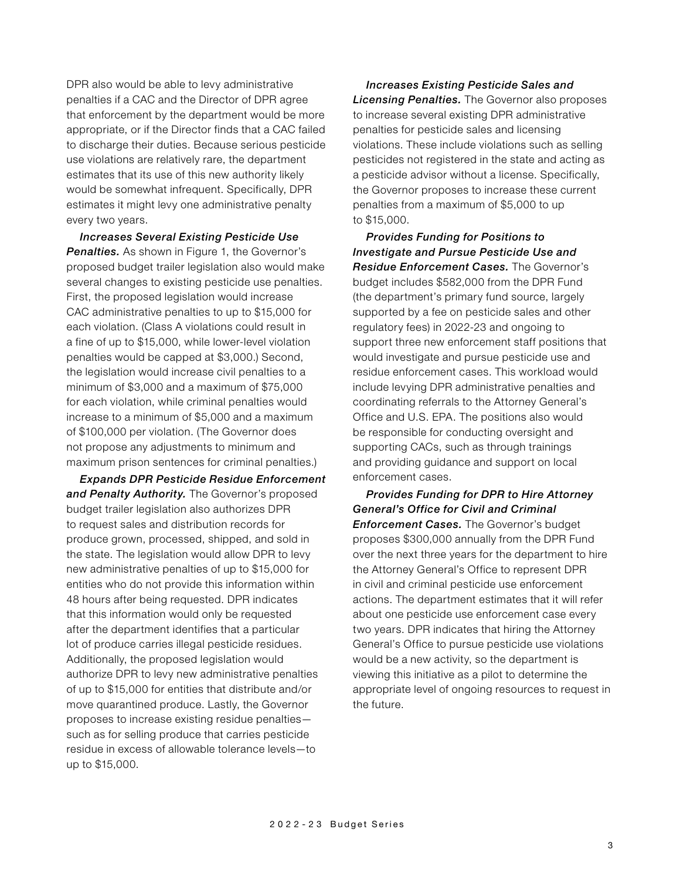DPR also would be able to levy administrative penalties if a CAC and the Director of DPR agree that enforcement by the department would be more appropriate, or if the Director finds that a CAC failed to discharge their duties. Because serious pesticide use violations are relatively rare, the department estimates that its use of this new authority likely would be somewhat infrequent. Specifically, DPR estimates it might levy one administrative penalty every two years.

***Increases Several Existing Pesticide Use Penalties.*** As shown in Figure 1, the Governor's proposed budget trailer legislation also would make several changes to existing pesticide use penalties. First, the proposed legislation would increase CAC administrative penalties to up to $15,000 for each violation. (Class A violations could result in a fine of up to $15,000, while lower-level violation penalties would be capped at $3,000.) Second, the legislation would increase civil penalties to a minimum of $3,000 and a maximum of $75,000 for each violation, while criminal penalties would increase to a minimum of $5,000 and a maximum of $100,000 per violation. (The Governor does not propose any adjustments to minimum and maximum prison sentences for criminal penalties.)

***Expands DPR Pesticide Residue Enforcement and Penalty Authority.*** The Governor's proposed budget trailer legislation also authorizes DPR to request sales and distribution records for produce grown, processed, shipped, and sold in the state. The legislation would allow DPR to levy new administrative penalties of up to $15,000 for entities who do not provide this information within 48 hours after being requested. DPR indicates that this information would only be requested after the department identifies that a particular lot of produce carries illegal pesticide residues. Additionally, the proposed legislation would authorize DPR to levy new administrative penalties of up to $15,000 for entities that distribute and/or move quarantined produce. Lastly, the Governor proposes to increase existing residue penalties—such as for selling produce that carries pesticide residue in excess of allowable tolerance levels—to up to $15,000.

***Increases Existing Pesticide Sales and Licensing Penalties.*** The Governor also proposes to increase several existing DPR administrative penalties for pesticide sales and licensing violations. These include violations such as selling pesticides not registered in the state and acting as a pesticide advisor without a license. Specifically, the Governor proposes to increase these current penalties from a maximum of $5,000 to up to $15,000.

***Provides Funding for Positions to Investigate and Pursue Pesticide Use and Residue Enforcement Cases.*** The Governor's budget includes $582,000 from the DPR Fund (the department's primary fund source, largely supported by a fee on pesticide sales and other regulatory fees) in 2022-23 and ongoing to support three new enforcement staff positions that would investigate and pursue pesticide use and residue enforcement cases. This workload would include levying DPR administrative penalties and coordinating referrals to the Attorney General's Office and U.S. EPA. The positions also would be responsible for conducting oversight and supporting CACs, such as through trainings and providing guidance and support on local enforcement cases.

***Provides Funding for DPR to Hire Attorney General's Office for Civil and Criminal Enforcement Cases.*** The Governor's budget proposes $300,000 annually from the DPR Fund over the next three years for the department to hire the Attorney General's Office to represent DPR in civil and criminal pesticide use enforcement actions. The department estimates that it will refer about one pesticide use enforcement case every two years. DPR indicates that hiring the Attorney General's Office to pursue pesticide use violations would be a new activity, so the department is viewing this initiative as a pilot to determine the appropriate level of ongoing resources to request in the future.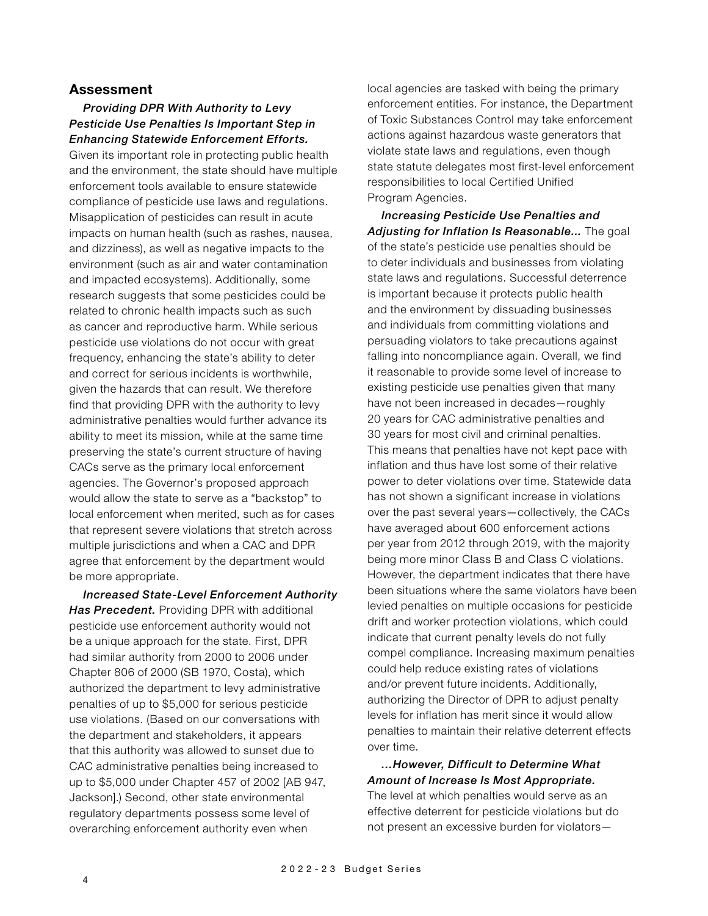## Assessment

***Providing DPR With Authority to Levy Pesticide Use Penalties Is Important Step in Enhancing Statewide Enforcement Efforts.*** Given its important role in protecting public health and the environment, the state should have multiple enforcement tools available to ensure statewide compliance of pesticide use laws and regulations. Misapplication of pesticides can result in acute impacts on human health (such as rashes, nausea, and dizziness), as well as negative impacts to the environment (such as air and water contamination and impacted ecosystems). Additionally, some research suggests that some pesticides could be related to chronic health impacts such as such as cancer and reproductive harm. While serious pesticide use violations do not occur with great frequency, enhancing the state's ability to deter and correct for serious incidents is worthwhile, given the hazards that can result. We therefore find that providing DPR with the authority to levy administrative penalties would further advance its ability to meet its mission, while at the same time preserving the state's current structure of having CACs serve as the primary local enforcement agencies. The Governor's proposed approach would allow the state to serve as a "backstop" to local enforcement when merited, such as for cases that represent severe violations that stretch across multiple jurisdictions and when a CAC and DPR agree that enforcement by the department would be more appropriate.

***Increased State-Level Enforcement Authority Has Precedent.*** Providing DPR with additional pesticide use enforcement authority would not be a unique approach for the state. First, DPR had similar authority from 2000 to 2006 under Chapter 806 of 2000 (SB 1970, Costa), which authorized the department to levy administrative penalties of up to $5,000 for serious pesticide use violations. (Based on our conversations with the department and stakeholders, it appears that this authority was allowed to sunset due to CAC administrative penalties being increased to up to $5,000 under Chapter 457 of 2002 [AB 947, Jackson].) Second, other state environmental regulatory departments possess some level of overarching enforcement authority even when local agencies are tasked with being the primary enforcement entities. For instance, the Department of Toxic Substances Control may take enforcement actions against hazardous waste generators that violate state laws and regulations, even though state statute delegates most first-level enforcement responsibilities to local Certified Unified Program Agencies.

***Increasing Pesticide Use Penalties and Adjusting for Inflation Is Reasonable...*** The goal of the state's pesticide use penalties should be to deter individuals and businesses from violating state laws and regulations. Successful deterrence is important because it protects public health and the environment by dissuading businesses and individuals from committing violations and persuading violators to take precautions against falling into noncompliance again. Overall, we find it reasonable to provide some level of increase to existing pesticide use penalties given that many have not been increased in decades—roughly 20 years for CAC administrative penalties and 30 years for most civil and criminal penalties. This means that penalties have not kept pace with inflation and thus have lost some of their relative power to deter violations over time. Statewide data has not shown a significant increase in violations over the past several years—collectively, the CACs have averaged about 600 enforcement actions per year from 2012 through 2019, with the majority being more minor Class B and Class C violations. However, the department indicates that there have been situations where the same violators have been levied penalties on multiple occasions for pesticide drift and worker protection violations, which could indicate that current penalty levels do not fully compel compliance. Increasing maximum penalties could help reduce existing rates of violations and/or prevent future incidents. Additionally, authorizing the Director of DPR to adjust penalty levels for inflation has merit since it would allow penalties to maintain their relative deterrent effects over time.

***...However, Difficult to Determine What Amount of Increase Is Most Appropriate.*** The level at which penalties would serve as an effective deterrent for pesticide violations but do not present an excessive burden for violators—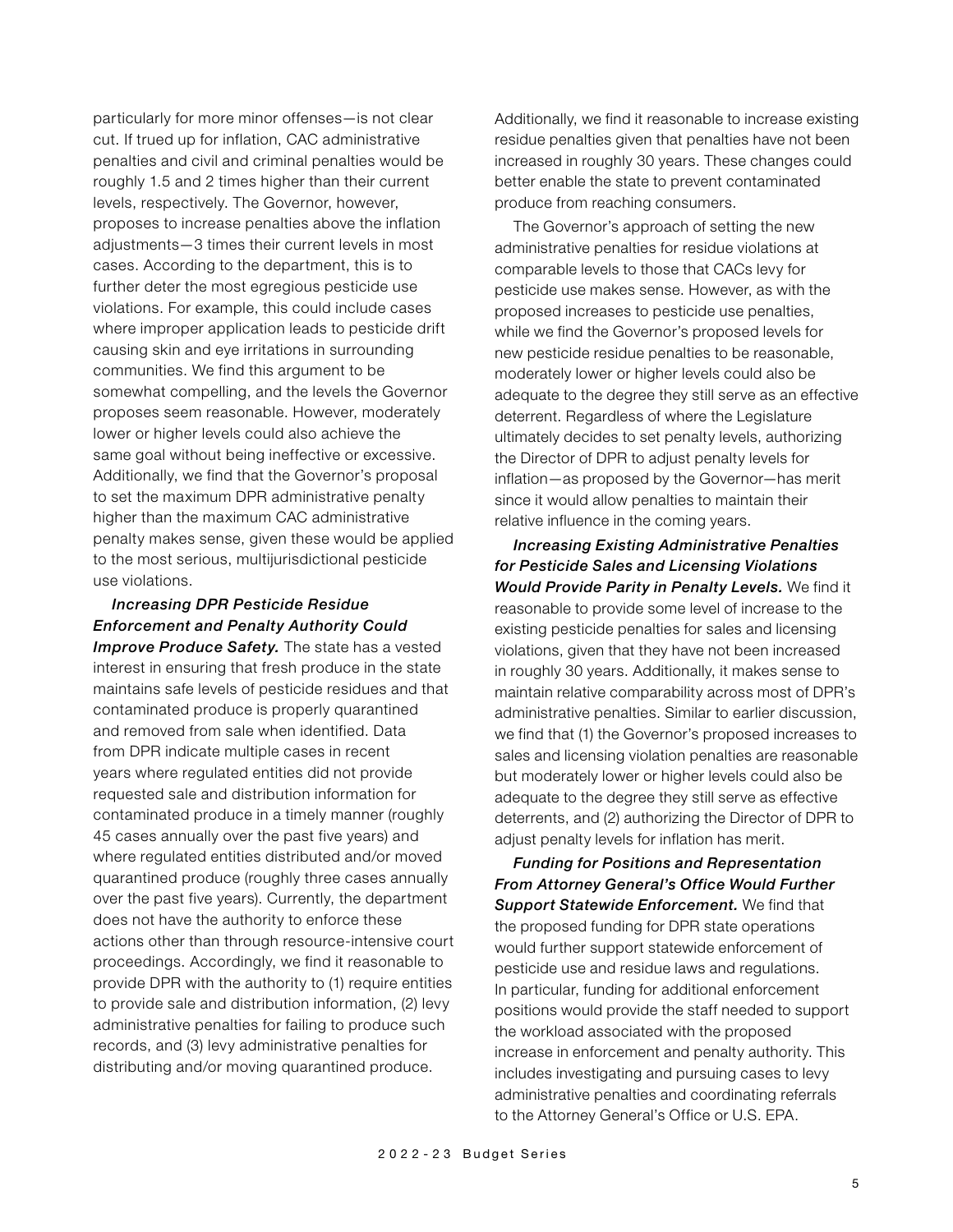particularly for more minor offenses—is not clear cut. If trued up for inflation, CAC administrative penalties and civil and criminal penalties would be roughly 1.5 and 2 times higher than their current levels, respectively. The Governor, however, proposes to increase penalties above the inflation adjustments—3 times their current levels in most cases. According to the department, this is to further deter the most egregious pesticide use violations. For example, this could include cases where improper application leads to pesticide drift causing skin and eye irritations in surrounding communities. We find this argument to be somewhat compelling, and the levels the Governor proposes seem reasonable. However, moderately lower or higher levels could also achieve the same goal without being ineffective or excessive. Additionally, we find that the Governor's proposal to set the maximum DPR administrative penalty higher than the maximum CAC administrative penalty makes sense, given these would be applied to the most serious, multijurisdictional pesticide use violations.

***Increasing DPR Pesticide Residue Enforcement and Penalty Authority Could Improve Produce Safety.*** The state has a vested interest in ensuring that fresh produce in the state maintains safe levels of pesticide residues and that contaminated produce is properly quarantined and removed from sale when identified. Data from DPR indicate multiple cases in recent years where regulated entities did not provide requested sale and distribution information for contaminated produce in a timely manner (roughly 45 cases annually over the past five years) and where regulated entities distributed and/or moved quarantined produce (roughly three cases annually over the past five years). Currently, the department does not have the authority to enforce these actions other than through resource-intensive court proceedings. Accordingly, we find it reasonable to provide DPR with the authority to (1) require entities to provide sale and distribution information, (2) levy administrative penalties for failing to produce such records, and (3) levy administrative penalties for distributing and/or moving quarantined produce. Additionally, we find it reasonable to increase existing residue penalties given that penalties have not been increased in roughly 30 years. These changes could better enable the state to prevent contaminated produce from reaching consumers.

The Governor's approach of setting the new administrative penalties for residue violations at comparable levels to those that CACs levy for pesticide use makes sense. However, as with the proposed increases to pesticide use penalties, while we find the Governor's proposed levels for new pesticide residue penalties to be reasonable, moderately lower or higher levels could also be adequate to the degree they still serve as an effective deterrent. Regardless of where the Legislature ultimately decides to set penalty levels, authorizing the Director of DPR to adjust penalty levels for inflation—as proposed by the Governor—has merit since it would allow penalties to maintain their relative influence in the coming years.

***Increasing Existing Administrative Penalties for Pesticide Sales and Licensing Violations Would Provide Parity in Penalty Levels.*** We find it reasonable to provide some level of increase to the existing pesticide penalties for sales and licensing violations, given that they have not been increased in roughly 30 years. Additionally, it makes sense to maintain relative comparability across most of DPR's administrative penalties. Similar to earlier discussion, we find that (1) the Governor's proposed increases to sales and licensing violation penalties are reasonable but moderately lower or higher levels could also be adequate to the degree they still serve as effective deterrents, and (2) authorizing the Director of DPR to adjust penalty levels for inflation has merit.

***Funding for Positions and Representation From Attorney General's Office Would Further Support Statewide Enforcement.*** We find that the proposed funding for DPR state operations would further support statewide enforcement of pesticide use and residue laws and regulations. In particular, funding for additional enforcement positions would provide the staff needed to support the workload associated with the proposed increase in enforcement and penalty authority. This includes investigating and pursuing cases to levy administrative penalties and coordinating referrals to the Attorney General's Office or U.S. EPA.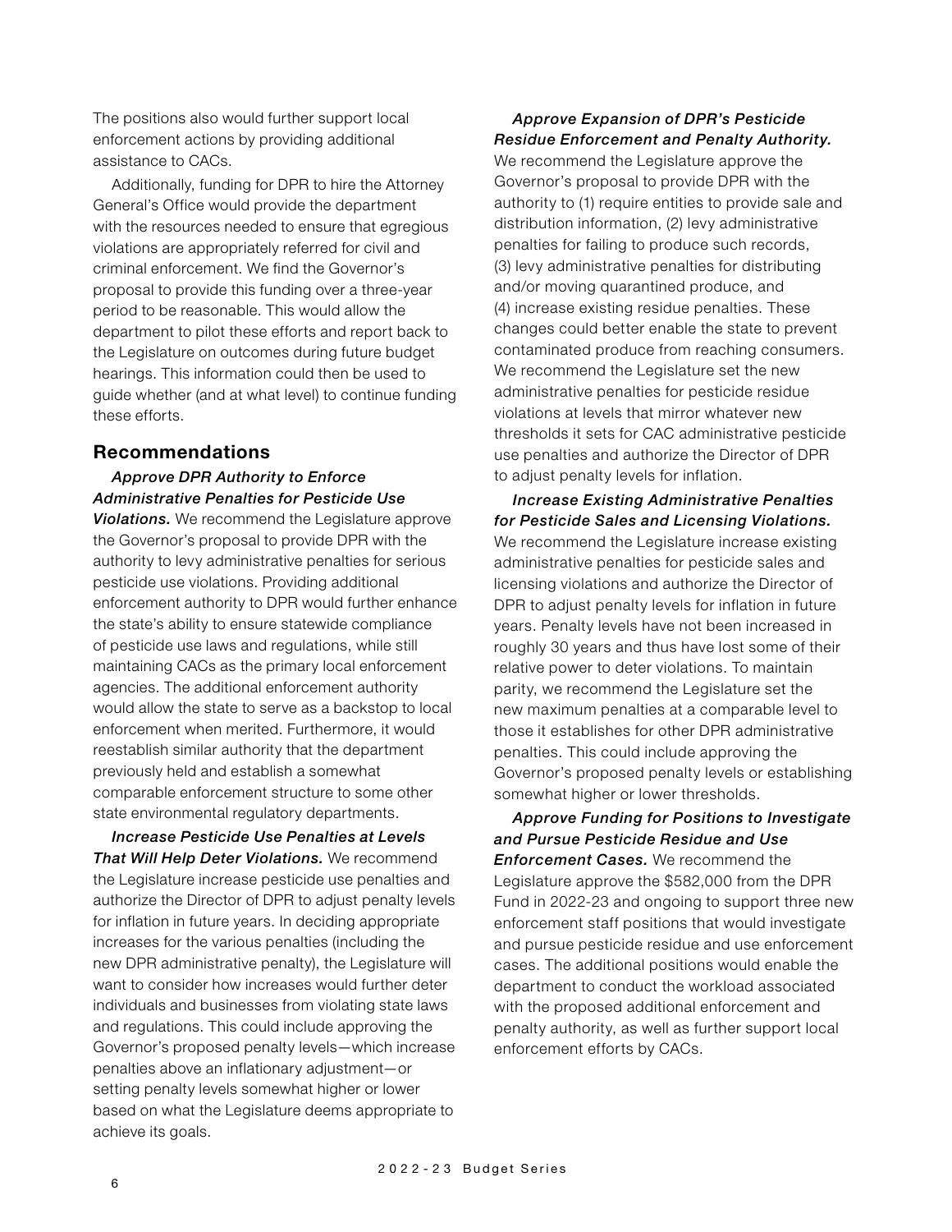The positions also would further support local enforcement actions by providing additional assistance to CACs.

Additionally, funding for DPR to hire the Attorney General's Office would provide the department with the resources needed to ensure that egregious violations are appropriately referred for civil and criminal enforcement. We find the Governor's proposal to provide this funding over a three-year period to be reasonable. This would allow the department to pilot these efforts and report back to the Legislature on outcomes during future budget hearings. This information could then be used to guide whether (and at what level) to continue funding these efforts.

## Recommendations

***Approve DPR Authority to Enforce Administrative Penalties for Pesticide Use Violations.*** We recommend the Legislature approve the Governor's proposal to provide DPR with the authority to levy administrative penalties for serious pesticide use violations. Providing additional enforcement authority to DPR would further enhance the state's ability to ensure statewide compliance of pesticide use laws and regulations, while still maintaining CACs as the primary local enforcement agencies. The additional enforcement authority would allow the state to serve as a backstop to local enforcement when merited. Furthermore, it would reestablish similar authority that the department previously held and establish a somewhat comparable enforcement structure to some other state environmental regulatory departments.

***Increase Pesticide Use Penalties at Levels That Will Help Deter Violations.*** We recommend the Legislature increase pesticide use penalties and authorize the Director of DPR to adjust penalty levels for inflation in future years. In deciding appropriate increases for the various penalties (including the new DPR administrative penalty), the Legislature will want to consider how increases would further deter individuals and businesses from violating state laws and regulations. This could include approving the Governor's proposed penalty levels—which increase penalties above an inflationary adjustment—or setting penalty levels somewhat higher or lower based on what the Legislature deems appropriate to achieve its goals.

***Approve Expansion of DPR's Pesticide Residue Enforcement and Penalty Authority.*** We recommend the Legislature approve the Governor's proposal to provide DPR with the authority to (1) require entities to provide sale and distribution information, (2) levy administrative penalties for failing to produce such records, (3) levy administrative penalties for distributing and/or moving quarantined produce, and (4) increase existing residue penalties. These changes could better enable the state to prevent contaminated produce from reaching consumers. We recommend the Legislature set the new administrative penalties for pesticide residue violations at levels that mirror whatever new thresholds it sets for CAC administrative pesticide use penalties and authorize the Director of DPR to adjust penalty levels for inflation.

***Increase Existing Administrative Penalties for Pesticide Sales and Licensing Violations.*** We recommend the Legislature increase existing administrative penalties for pesticide sales and licensing violations and authorize the Director of DPR to adjust penalty levels for inflation in future years. Penalty levels have not been increased in roughly 30 years and thus have lost some of their relative power to deter violations. To maintain parity, we recommend the Legislature set the new maximum penalties at a comparable level to those it establishes for other DPR administrative penalties. This could include approving the Governor's proposed penalty levels or establishing somewhat higher or lower thresholds.

***Approve Funding for Positions to Investigate and Pursue Pesticide Residue and Use Enforcement Cases.*** We recommend the Legislature approve the $582,000 from the DPR Fund in 2022-23 and ongoing to support three new enforcement staff positions that would investigate and pursue pesticide residue and use enforcement cases. The additional positions would enable the department to conduct the workload associated with the proposed additional enforcement and penalty authority, as well as further support local enforcement efforts by CACs.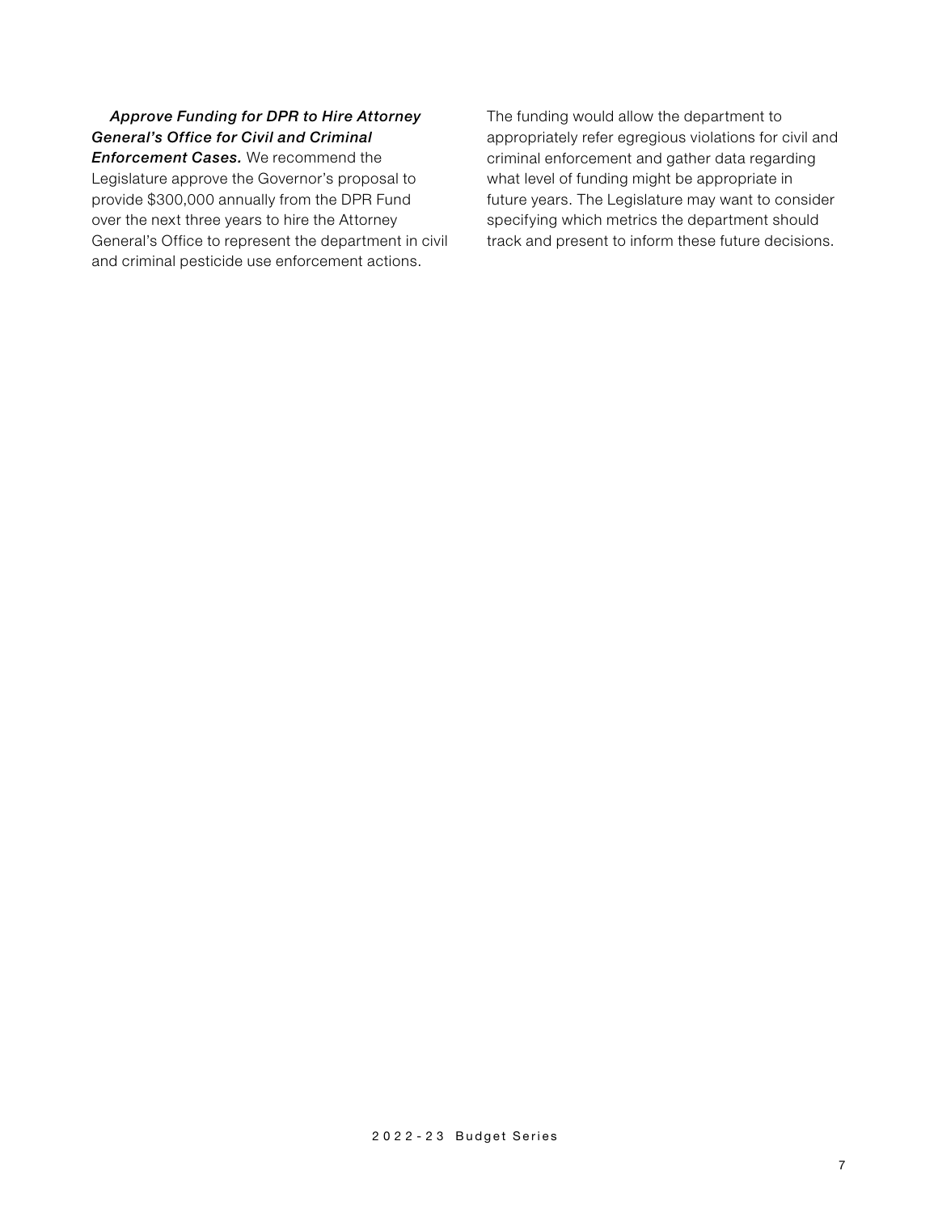***Approve Funding for DPR to Hire Attorney General's Office for Civil and Criminal Enforcement Cases.*** We recommend the Legislature approve the Governor's proposal to provide $300,000 annually from the DPR Fund over the next three years to hire the Attorney General's Office to represent the department in civil and criminal pesticide use enforcement actions. The funding would allow the department to appropriately refer egregious violations for civil and criminal enforcement and gather data regarding what level of funding might be appropriate in future years. The Legislature may want to consider specifying which metrics the department should track and present to inform these future decisions.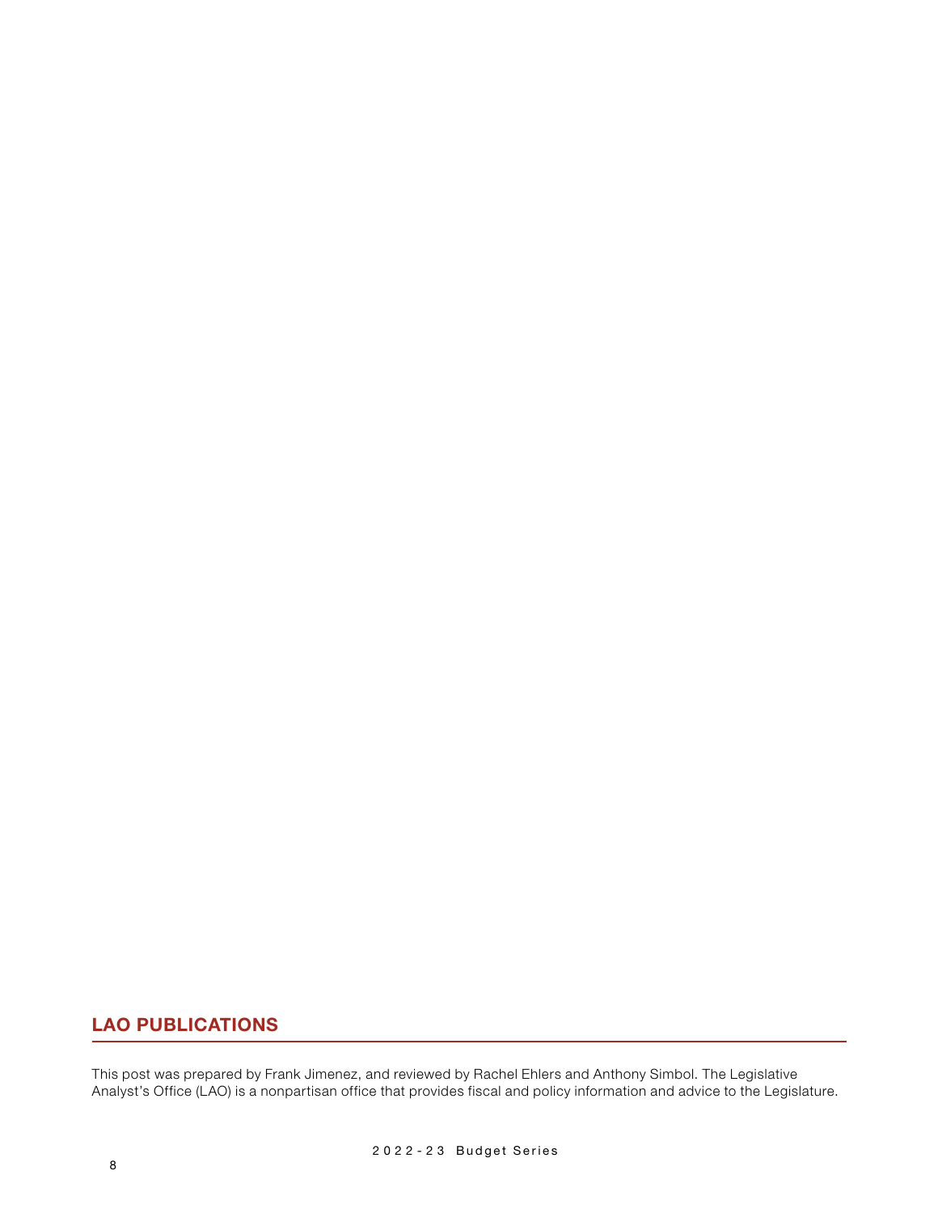## LAO PUBLICATIONS

This post was prepared by Frank Jimenez, and reviewed by Rachel Ehlers and Anthony Simbol. The Legislative Analyst's Office (LAO) is a nonpartisan office that provides fiscal and policy information and advice to the Legislature.